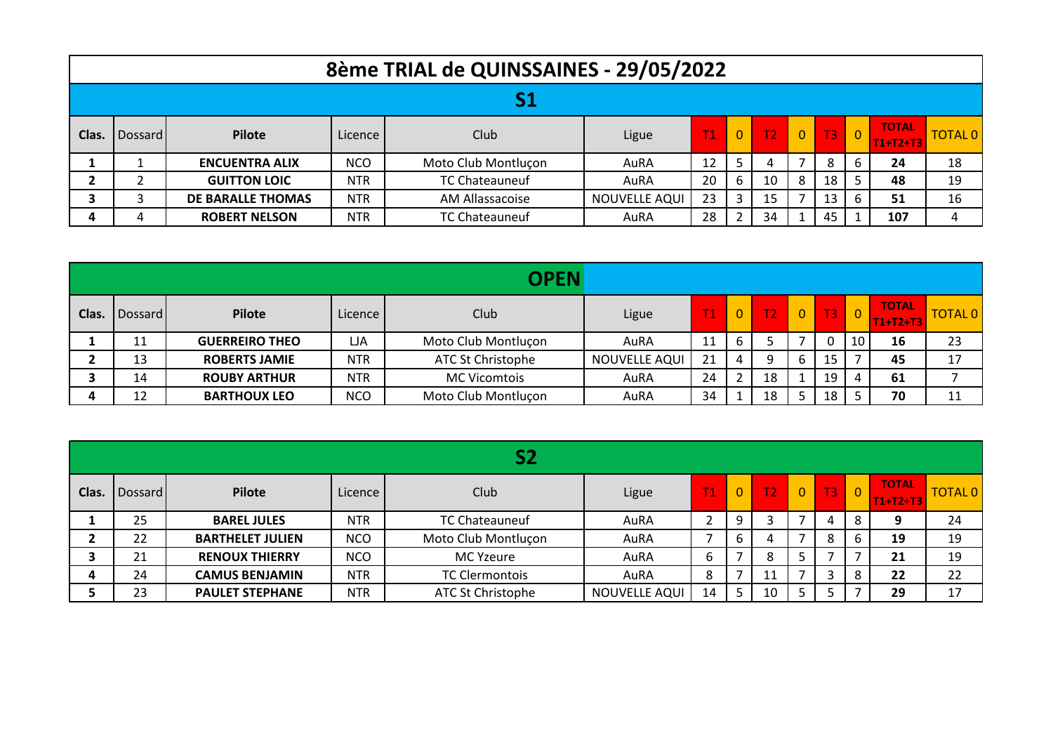# 8ème TRIAL de QUINSSAINES - 29/05/2022

## S1

| Clas. | Dossard | Pilote | Licence | Club | Ligue | T1 | 0 | T2 | 0 | T3 | 0 | TOTAL T1+T2+T3 | TOTAL 0 |
|---|---|---|---|---|---|---|---|---|---|---|---|---|---|
| 1 | 1 | **ENCUENTRA ALIX** | NCO | Moto Club Montluçon | AuRA | 12 | 5 | 4 | 7 | 8 | 6 | **24** | 18 |
| 2 | 2 | **GUITTON LOIC** | NTR | TC Chateauneuf | AuRA | 20 | 6 | 10 | 8 | 18 | 5 | **48** | 19 |
| 3 | 3 | **DE BARALLE THOMAS** | NTR | AM Allassacoise | NOUVELLE AQUI | 23 | 3 | 15 | 7 | 13 | 6 | **51** | 16 |
| 4 | 4 | **ROBERT NELSON** | NTR | TC Chateauneuf | AuRA | 28 | 2 | 34 | 1 | 45 | 1 | **107** | 4 |

## OPEN

| Clas. | Dossard | Pilote | Licence | Club | Ligue | T1 | 0 | T2 | 0 | T3 | 0 | TOTAL T1+T2+T3 | TOTAL 0 |
|---|---|---|---|---|---|---|---|---|---|---|---|---|---|
| 1 | 11 | **GUERREIRO THEO** | LJA | Moto Club Montluçon | AuRA | 11 | 6 | 5 | 7 | 0 | 10 | **16** | 23 |
| 2 | 13 | **ROBERTS JAMIE** | NTR | ATC St Christophe | NOUVELLE AQUI | 21 | 4 | 9 | 6 | 15 | 7 | **45** | 17 |
| 3 | 14 | **ROUBY ARTHUR** | NTR | MC Vicomtois | AuRA | 24 | 2 | 18 | 1 | 19 | 4 | **61** | 7 |
| 4 | 12 | **BARTHOUX LEO** | NCO | Moto Club Montluçon | AuRA | 34 | 1 | 18 | 5 | 18 | 5 | **70** | 11 |

## S2

| Clas. | Dossard | Pilote | Licence | Club | Ligue | T1 | 0 | T2 | 0 | T3 | 0 | TOTAL T1+T2+T3 | TOTAL 0 |
|---|---|---|---|---|---|---|---|---|---|---|---|---|---|
| 1 | 25 | **BAREL JULES** | NTR | TC Chateauneuf | AuRA | 2 | 9 | 3 | 7 | 4 | 8 | **9** | 24 |
| 2 | 22 | **BARTHELET JULIEN** | NCO | Moto Club Montluçon | AuRA | 7 | 6 | 4 | 7 | 8 | 6 | **19** | 19 |
| 3 | 21 | **RENOUX THIERRY** | NCO | MC Yzeure | AuRA | 6 | 7 | 8 | 5 | 7 | 7 | **21** | 19 |
| 4 | 24 | **CAMUS BENJAMIN** | NTR | TC Clermontois | AuRA | 8 | 7 | 11 | 7 | 3 | 8 | **22** | 22 |
| 5 | 23 | **PAULET STEPHANE** | NTR | ATC St Christophe | NOUVELLE AQUI | 14 | 5 | 10 | 5 | 5 | 7 | **29** | 17 |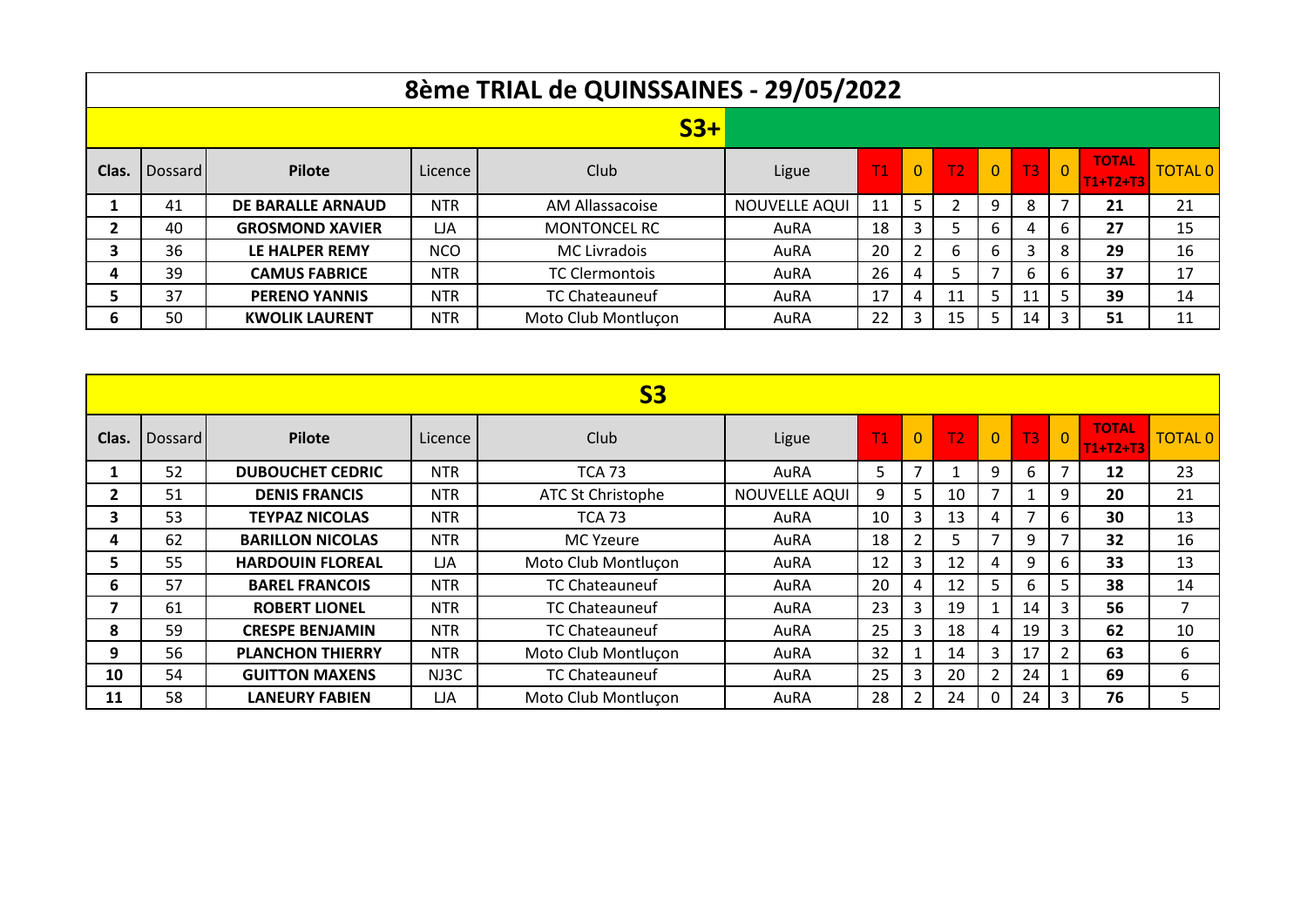# 8ème TRIAL de QUINSSAINES - 29/05/2022

## S3+

| Clas. | Dossard | Pilote | Licence | Club | Ligue | T1 | 0 | T2 | 0 | T3 | 0 | TOTAL T1+T2+T3 | TOTAL 0 |
|---|---|---|---|---|---|---|---|---|---|---|---|---|---|
| 1 | 41 | **DE BARALLE ARNAUD** | NTR | AM Allassacoise | NOUVELLE AQUI | 11 | 5 | 2 | 9 | 8 | 7 | **21** | 21 |
| 2 | 40 | **GROSMOND XAVIER** | LJA | MONTONCEL RC | AuRA | 18 | 3 | 5 | 6 | 4 | 6 | **27** | 15 |
| 3 | 36 | **LE HALPER REMY** | NCO | MC Livradois | AuRA | 20 | 2 | 6 | 6 | 3 | 8 | **29** | 16 |
| 4 | 39 | **CAMUS FABRICE** | NTR | TC Clermontois | AuRA | 26 | 4 | 5 | 7 | 6 | 6 | **37** | 17 |
| 5 | 37 | **PERENO YANNIS** | NTR | TC Chateauneuf | AuRA | 17 | 4 | 11 | 5 | 11 | 5 | **39** | 14 |
| 6 | 50 | **KWOLIK LAURENT** | NTR | Moto Club Montluçon | AuRA | 22 | 3 | 15 | 5 | 14 | 3 | **51** | 11 |

## S3

| Clas. | Dossard | Pilote | Licence | Club | Ligue | T1 | 0 | T2 | 0 | T3 | 0 | TOTAL T1+T2+T3 | TOTAL 0 |
|---|---|---|---|---|---|---|---|---|---|---|---|---|---|
| 1 | 52 | **DUBOUCHET CEDRIC** | NTR | TCA 73 | AuRA | 5 | 7 | 1 | 9 | 6 | 7 | **12** | 23 |
| 2 | 51 | **DENIS FRANCIS** | NTR | ATC St Christophe | NOUVELLE AQUI | 9 | 5 | 10 | 7 | 1 | 9 | **20** | 21 |
| 3 | 53 | **TEYPAZ NICOLAS** | NTR | TCA 73 | AuRA | 10 | 3 | 13 | 4 | 7 | 6 | **30** | 13 |
| 4 | 62 | **BARILLON NICOLAS** | NTR | MC Yzeure | AuRA | 18 | 2 | 5 | 7 | 9 | 7 | **32** | 16 |
| 5 | 55 | **HARDOUIN FLOREAL** | LJA | Moto Club Montluçon | AuRA | 12 | 3 | 12 | 4 | 9 | 6 | **33** | 13 |
| 6 | 57 | **BAREL FRANCOIS** | NTR | TC Chateauneuf | AuRA | 20 | 4 | 12 | 5 | 6 | 5 | **38** | 14 |
| 7 | 61 | **ROBERT LIONEL** | NTR | TC Chateauneuf | AuRA | 23 | 3 | 19 | 1 | 14 | 3 | **56** | 7 |
| 8 | 59 | **CRESPE BENJAMIN** | NTR | TC Chateauneuf | AuRA | 25 | 3 | 18 | 4 | 19 | 3 | **62** | 10 |
| 9 | 56 | **PLANCHON THIERRY** | NTR | Moto Club Montluçon | AuRA | 32 | 1 | 14 | 3 | 17 | 2 | **63** | 6 |
| 10 | 54 | **GUITTON MAXENS** | NJ3C | TC Chateauneuf | AuRA | 25 | 3 | 20 | 2 | 24 | 1 | **69** | 6 |
| 11 | 58 | **LANEURY FABIEN** | LJA | Moto Club Montluçon | AuRA | 28 | 2 | 24 | 0 | 24 | 3 | **76** | 5 |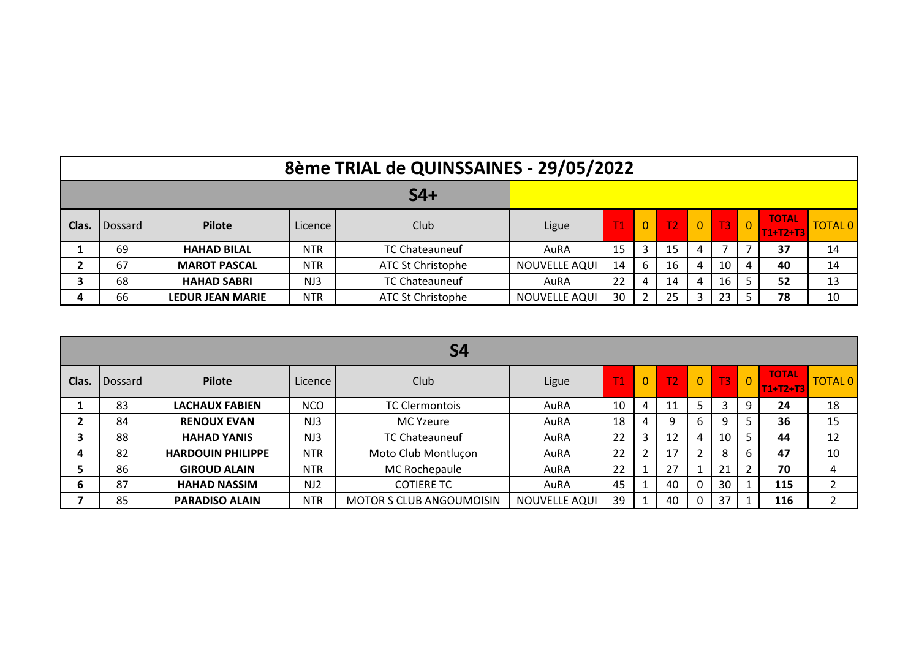# 8ème TRIAL de QUINSSAINES - 29/05/2022

## S4+

| Clas. | Dossard | Pilote | Licence | Club | Ligue | T1 | 0 | T2 | 0 | T3 | 0 | TOTAL T1+T2+T3 | TOTAL 0 |
|---|---|---|---|---|---|---|---|---|---|---|---|---|---|
| **1** | 69 | **HAHAD BILAL** | NTR | TC Chateauneuf | AuRA | 15 | 3 | 15 | 4 | 7 | 7 | **37** | 14 |
| **2** | 67 | **MAROT PASCAL** | NTR | ATC St Christophe | NOUVELLE AQUI | 14 | 6 | 16 | 4 | 10 | 4 | **40** | 14 |
| **3** | 68 | **HAHAD SABRI** | NJ3 | TC Chateauneuf | AuRA | 22 | 4 | 14 | 4 | 16 | 5 | **52** | 13 |
| **4** | 66 | **LEDUR JEAN MARIE** | NTR | ATC St Christophe | NOUVELLE AQUI | 30 | 2 | 25 | 3 | 23 | 5 | **78** | 10 |

## S4

| Clas. | Dossard | Pilote | Licence | Club | Ligue | T1 | 0 | T2 | 0 | T3 | 0 | TOTAL T1+T2+T3 | TOTAL 0 |
|---|---|---|---|---|---|---|---|---|---|---|---|---|---|
| **1** | 83 | **LACHAUX FABIEN** | NCO | TC Clermontois | AuRA | 10 | 4 | 11 | 5 | 3 | 9 | **24** | 18 |
| **2** | 84 | **RENOUX EVAN** | NJ3 | MC Yzeure | AuRA | 18 | 4 | 9 | 6 | 9 | 5 | **36** | 15 |
| **3** | 88 | **HAHAD YANIS** | NJ3 | TC Chateauneuf | AuRA | 22 | 3 | 12 | 4 | 10 | 5 | **44** | 12 |
| **4** | 82 | **HARDOUIN PHILIPPE** | NTR | Moto Club Montluçon | AuRA | 22 | 2 | 17 | 2 | 8 | 6 | **47** | 10 |
| **5** | 86 | **GIROUD ALAIN** | NTR | MC Rochepaule | AuRA | 22 | 1 | 27 | 1 | 21 | 2 | **70** | 4 |
| **6** | 87 | **HAHAD NASSIM** | NJ2 | COTIERE TC | AuRA | 45 | 1 | 40 | 0 | 30 | 1 | **115** | 2 |
| **7** | 85 | **PARADISO ALAIN** | NTR | MOTOR S CLUB ANGOUMOISIN | NOUVELLE AQUI | 39 | 1 | 40 | 0 | 37 | 1 | **116** | 2 |